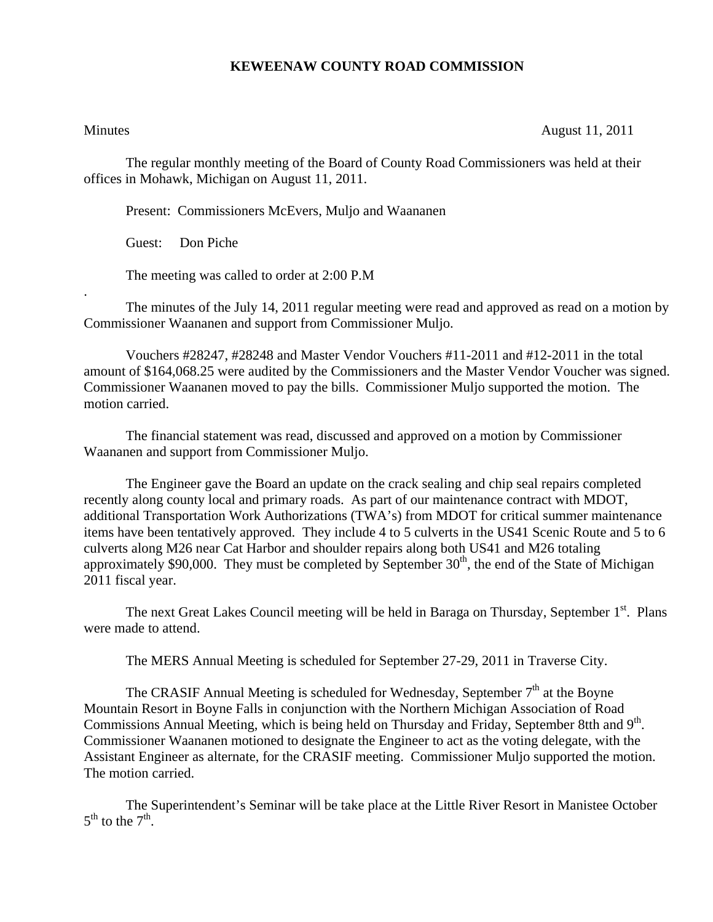**KEWEENAW COUNTY ROAD COMMISSION**

Minutes August 11, 2011

The regular monthly meeting of the Board of County Road Commissioners was held at their offices in Mohawk, Michigan on August 11, 2011.

Present: Commissioners McEvers, Muljo and Waananen

Guest: Don Piche

The meeting was called to order at 2:00 P.M

.

The minutes of the July 14, 2011 regular meeting were read and approved as read on a motion by Commissioner Waananen and support from Commissioner Muljo.

Vouchers #28247, #28248 and Master Vendor Vouchers #11-2011 and #12-2011 in the total amount of $164,068.25 were audited by the Commissioners and the Master Vendor Voucher was signed. Commissioner Waananen moved to pay the bills. Commissioner Muljo supported the motion. The motion carried.

The financial statement was read, discussed and approved on a motion by Commissioner Waananen and support from Commissioner Muljo.

The Engineer gave the Board an update on the crack sealing and chip seal repairs completed recently along county local and primary roads. As part of our maintenance contract with MDOT, additional Transportation Work Authorizations (TWA's) from MDOT for critical summer maintenance items have been tentatively approved. They include 4 to 5 culverts in the US41 Scenic Route and 5 to 6 culverts along M26 near Cat Harbor and shoulder repairs along both US41 and M26 totaling approximately $90,000. They must be completed by September 30th, the end of the State of Michigan 2011 fiscal year.

The next Great Lakes Council meeting will be held in Baraga on Thursday, September 1st. Plans were made to attend.

The MERS Annual Meeting is scheduled for September 27-29, 2011 in Traverse City.

The CRASIF Annual Meeting is scheduled for Wednesday, September 7th at the Boyne Mountain Resort in Boyne Falls in conjunction with the Northern Michigan Association of Road Commissions Annual Meeting, which is being held on Thursday and Friday, September 8tth and 9th. Commissioner Waananen motioned to designate the Engineer to act as the voting delegate, with the Assistant Engineer as alternate, for the CRASIF meeting. Commissioner Muljo supported the motion. The motion carried.

The Superintendent's Seminar will be take place at the Little River Resort in Manistee October 5th to the 7th.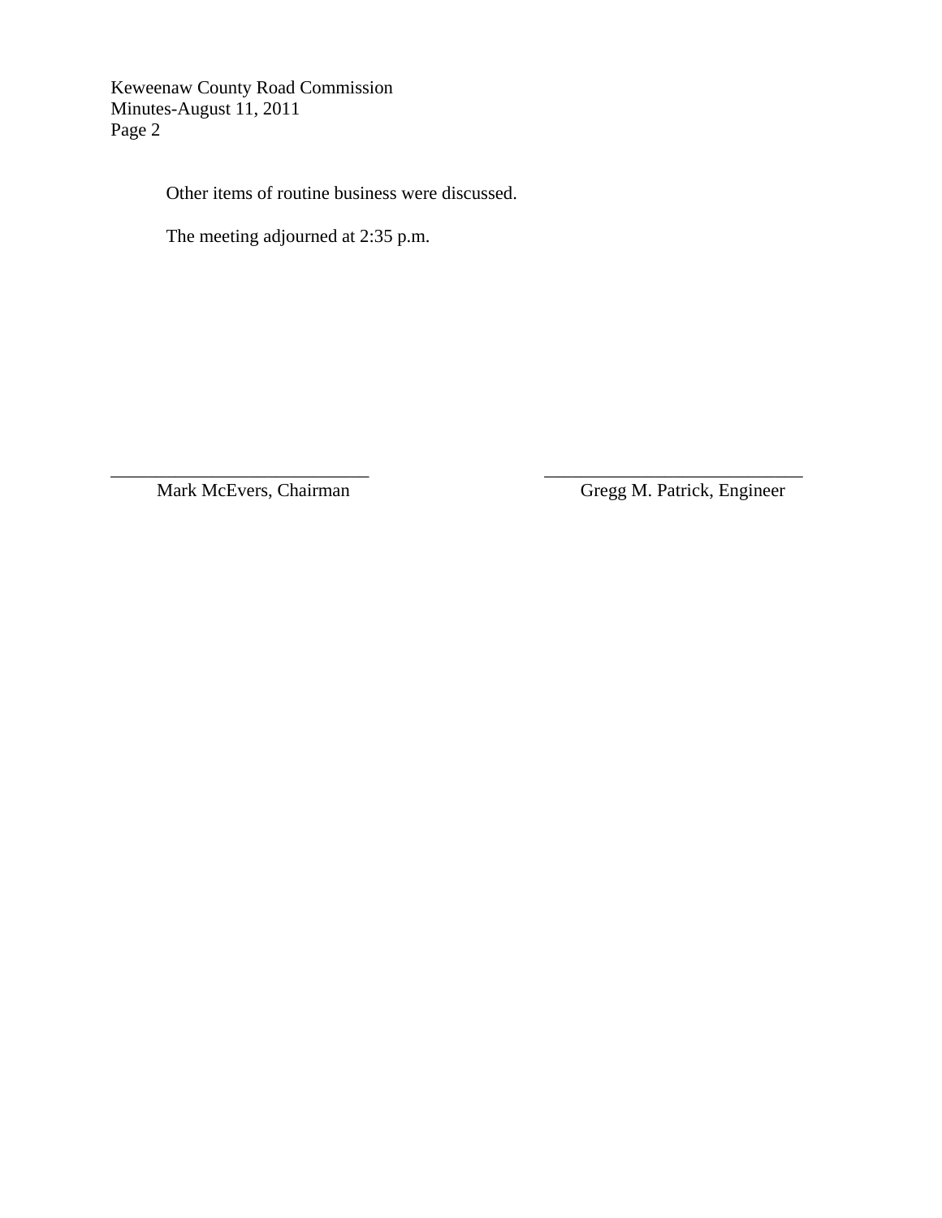Other items of routine business were discussed.

The meeting adjourned at 2:35 p.m.

\_\_\_\_\_\_\_\_\_\_\_\_\_\_\_\_\_\_\_\_\_\_\_\_\_\_\_\_
Mark McEvers, Chairman

\_\_\_\_\_\_\_\_\_\_\_\_\_\_\_\_\_\_\_\_\_\_\_\_\_\_\_\_
Gregg M. Patrick, Engineer